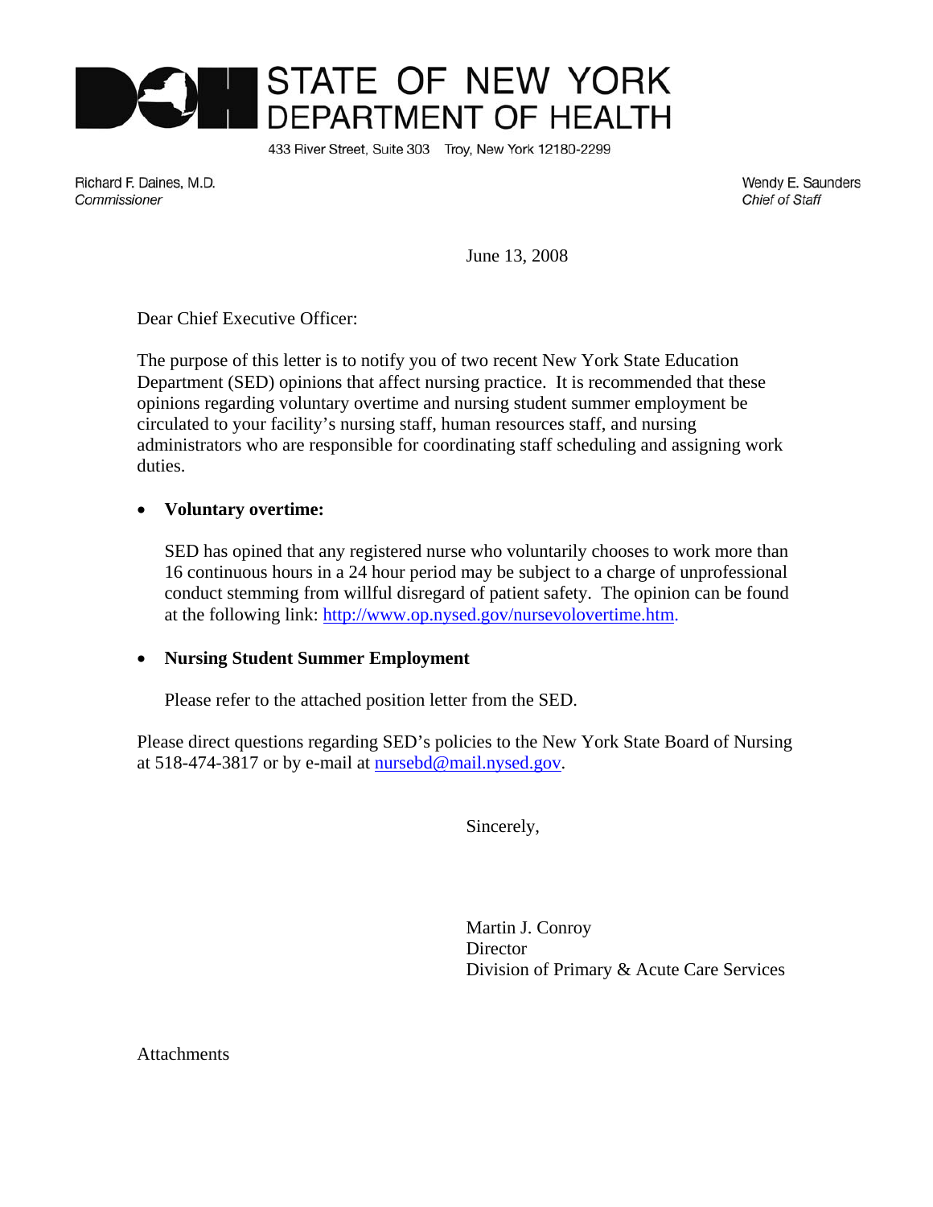# STATE OF NEW YORK DEPARTMENT OF HEALTH

433 River Street, Suite 303 Troy, New York 12180-2299

Richard F. Daines, M.D.
*Commissioner*

Wendy E. Saunders
*Chief of Staff*

June 13, 2008

Dear Chief Executive Officer:

The purpose of this letter is to notify you of two recent New York State Education Department (SED) opinions that affect nursing practice. It is recommended that these opinions regarding voluntary overtime and nursing student summer employment be circulated to your facility's nursing staff, human resources staff, and nursing administrators who are responsible for coordinating staff scheduling and assigning work duties.

- **Voluntary overtime:**

  SED has opined that any registered nurse who voluntarily chooses to work more than 16 continuous hours in a 24 hour period may be subject to a charge of unprofessional conduct stemming from willful disregard of patient safety. The opinion can be found at the following link: http://www.op.nysed.gov/nursevolovertime.htm.

- **Nursing Student Summer Employment**

  Please refer to the attached position letter from the SED.

Please direct questions regarding SED's policies to the New York State Board of Nursing at 518-474-3817 or by e-mail at nursebd@mail.nysed.gov.

Sincerely,

Martin J. Conroy
Director
Division of Primary & Acute Care Services

Attachments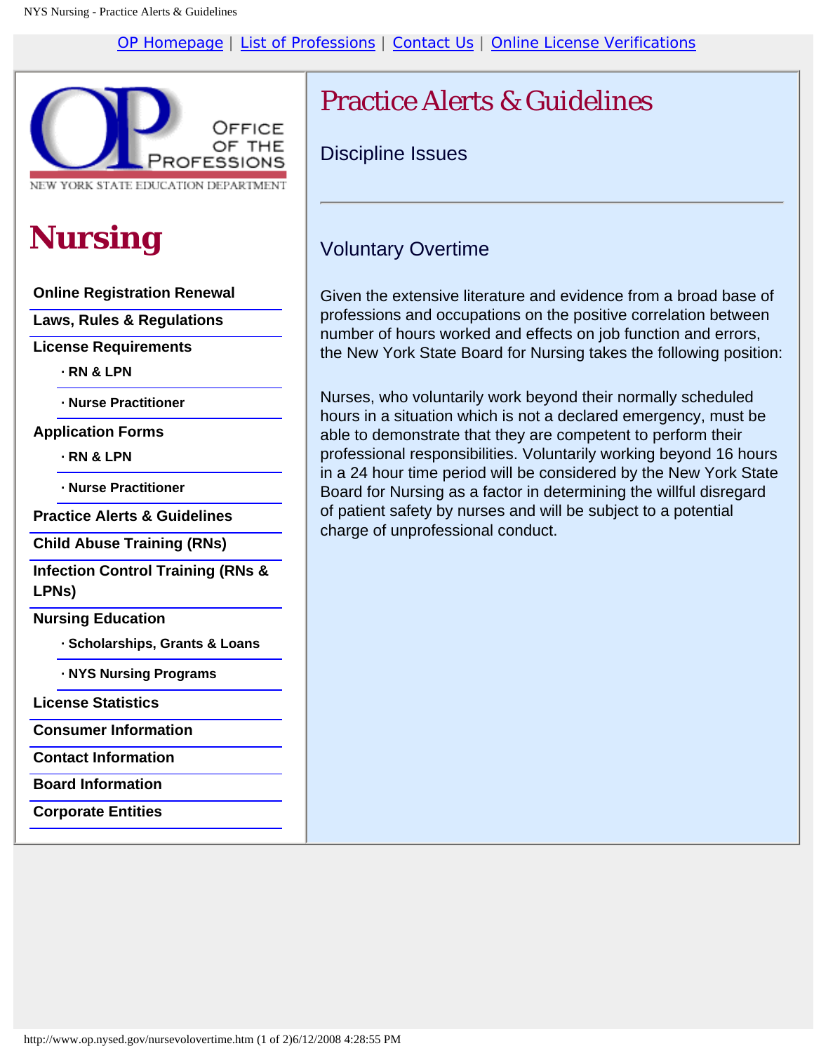OP Homepage | List of Professions | Contact Us | Online License Verifications

# Nursing

- Online Registration Renewal
- Laws, Rules & Regulations
- License Requirements
  - · RN & LPN
  - · Nurse Practitioner
- Application Forms
  - · RN & LPN
  - · Nurse Practitioner
- Practice Alerts & Guidelines
- Child Abuse Training (RNs)
- Infection Control Training (RNs & LPNs)
- Nursing Education
  - · Scholarships, Grants & Loans
  - · NYS Nursing Programs
- License Statistics
- Consumer Information
- Contact Information
- Board Information
- Corporate Entities

# Practice Alerts & Guidelines

## Discipline Issues

---

### Voluntary Overtime

Given the extensive literature and evidence from a broad base of professions and occupations on the positive correlation between number of hours worked and effects on job function and errors, the New York State Board for Nursing takes the following position:

Nurses, who voluntarily work beyond their normally scheduled hours in a situation which is not a declared emergency, must be able to demonstrate that they are competent to perform their professional responsibilities. Voluntarily working beyond 16 hours in a 24 hour time period will be considered by the New York State Board for Nursing as a factor in determining the willful disregard of patient safety by nurses and will be subject to a potential charge of unprofessional conduct.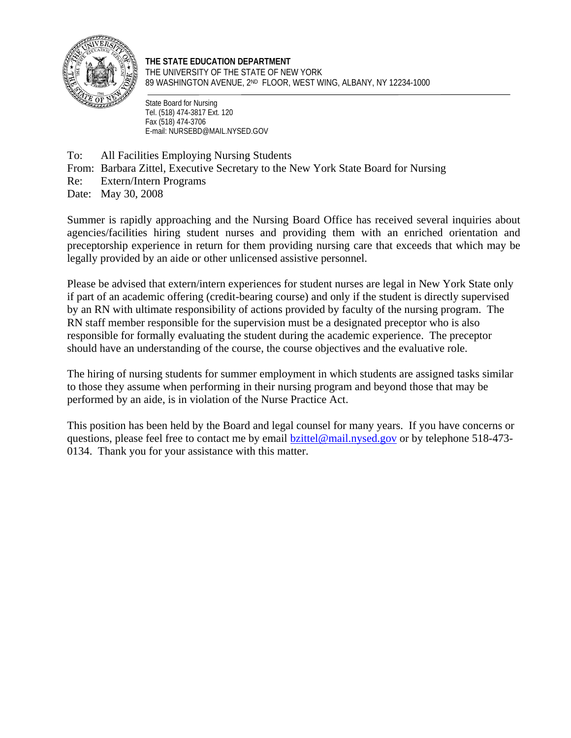**THE STATE EDUCATION DEPARTMENT**
THE UNIVERSITY OF THE STATE OF NEW YORK
89 WASHINGTON AVENUE, 2ND FLOOR, WEST WING, ALBANY, NY 12234-1000

State Board for Nursing
Tel. (518) 474-3817 Ext. 120
Fax (518) 474-3706
E-mail: NURSEBD@MAIL.NYSED.GOV

To: All Facilities Employing Nursing Students
From: Barbara Zittel, Executive Secretary to the New York State Board for Nursing
Re: Extern/Intern Programs
Date: May 30, 2008

Summer is rapidly approaching and the Nursing Board Office has received several inquiries about agencies/facilities hiring student nurses and providing them with an enriched orientation and preceptorship experience in return for them providing nursing care that exceeds that which may be legally provided by an aide or other unlicensed assistive personnel.

Please be advised that extern/intern experiences for student nurses are legal in New York State only if part of an academic offering (credit-bearing course) and only if the student is directly supervised by an RN with ultimate responsibility of actions provided by faculty of the nursing program. The RN staff member responsible for the supervision must be a designated preceptor who is also responsible for formally evaluating the student during the academic experience. The preceptor should have an understanding of the course, the course objectives and the evaluative role.

The hiring of nursing students for summer employment in which students are assigned tasks similar to those they assume when performing in their nursing program and beyond those that may be performed by an aide, is in violation of the Nurse Practice Act.

This position has been held by the Board and legal counsel for many years. If you have concerns or questions, please feel free to contact me by email bzittel@mail.nysed.gov or by telephone 518-473-0134. Thank you for your assistance with this matter.